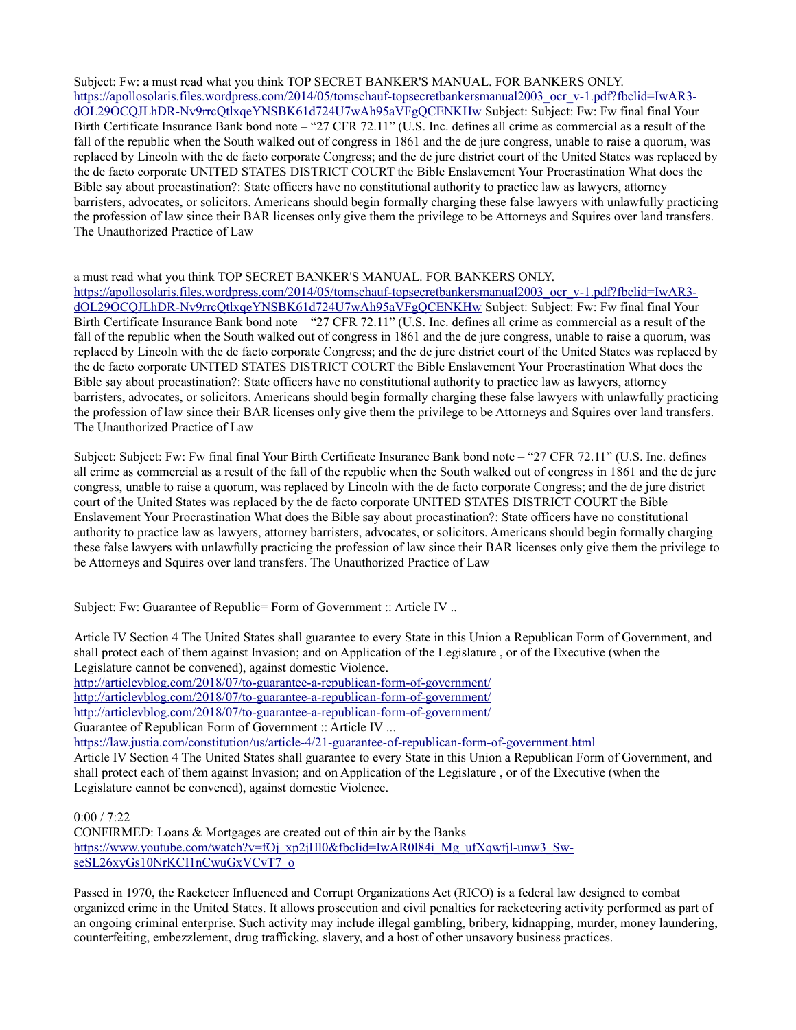Subject: Fw: a must read what you think TOP SECRET BANKER'S MANUAL. FOR BANKERS ONLY. https://apollosolaris.files.wordpress.com/2014/05/tomschauf-topsecretbankersmanual2003_ocr_v-1.pdf?fbclid=IwAR3-dOL29OCQJLhDR-Nv9rrcQtlxqeYNSBK61d724U7wAh95aVFgQCENKHw Subject: Subject: Fw: Fw final final Your Birth Certificate Insurance Bank bond note – "27 CFR 72.11" (U.S. Inc. defines all crime as commercial as a result of the fall of the republic when the South walked out of congress in 1861 and the de jure congress, unable to raise a quorum, was replaced by Lincoln with the de facto corporate Congress; and the de jure district court of the United States was replaced by the de facto corporate UNITED STATES DISTRICT COURT the Bible Enslavement Your Procrastination What does the Bible say about procastination?: State officers have no constitutional authority to practice law as lawyers, attorney barristers, advocates, or solicitors. Americans should begin formally charging these false lawyers with unlawfully practicing the profession of law since their BAR licenses only give them the privilege to be Attorneys and Squires over land transfers. The Unauthorized Practice of Law

a must read what you think TOP SECRET BANKER'S MANUAL. FOR BANKERS ONLY. https://apollosolaris.files.wordpress.com/2014/05/tomschauf-topsecretbankersmanual2003_ocr_v-1.pdf?fbclid=IwAR3-dOL29OCQJLhDR-Nv9rrcQtlxqeYNSBK61d724U7wAh95aVFgQCENKHw Subject: Subject: Fw: Fw final final Your Birth Certificate Insurance Bank bond note – "27 CFR 72.11" (U.S. Inc. defines all crime as commercial as a result of the fall of the republic when the South walked out of congress in 1861 and the de jure congress, unable to raise a quorum, was replaced by Lincoln with the de facto corporate Congress; and the de jure district court of the United States was replaced by the de facto corporate UNITED STATES DISTRICT COURT the Bible Enslavement Your Procrastination What does the Bible say about procastination?: State officers have no constitutional authority to practice law as lawyers, attorney barristers, advocates, or solicitors. Americans should begin formally charging these false lawyers with unlawfully practicing the profession of law since their BAR licenses only give them the privilege to be Attorneys and Squires over land transfers. The Unauthorized Practice of Law

Subject: Subject: Fw: Fw final final Your Birth Certificate Insurance Bank bond note – "27 CFR 72.11" (U.S. Inc. defines all crime as commercial as a result of the fall of the republic when the South walked out of congress in 1861 and the de jure congress, unable to raise a quorum, was replaced by Lincoln with the de facto corporate Congress; and the de jure district court of the United States was replaced by the de facto corporate UNITED STATES DISTRICT COURT the Bible Enslavement Your Procrastination What does the Bible say about procastination?: State officers have no constitutional authority to practice law as lawyers, attorney barristers, advocates, or solicitors. Americans should begin formally charging these false lawyers with unlawfully practicing the profession of law since their BAR licenses only give them the privilege to be Attorneys and Squires over land transfers. The Unauthorized Practice of Law

Subject: Fw: Guarantee of Republic= Form of Government :: Article IV ..

Article IV Section 4 The United States shall guarantee to every State in this Union a Republican Form of Government, and shall protect each of them against Invasion; and on Application of the Legislature , or of the Executive (when the Legislature cannot be convened), against domestic Violence.
http://articlevblog.com/2018/07/to-guarantee-a-republican-form-of-government/
http://articlevblog.com/2018/07/to-guarantee-a-republican-form-of-government/
http://articlevblog.com/2018/07/to-guarantee-a-republican-form-of-government/
Guarantee of Republican Form of Government :: Article IV ...
https://law.justia.com/constitution/us/article-4/21-guarantee-of-republican-form-of-government.html
Article IV Section 4 The United States shall guarantee to every State in this Union a Republican Form of Government, and shall protect each of them against Invasion; and on Application of the Legislature , or of the Executive (when the Legislature cannot be convened), against domestic Violence.

0:00 / 7:22
CONFIRMED: Loans & Mortgages are created out of thin air by the Banks
https://www.youtube.com/watch?v=fOj_xp2jHl0&fbclid=IwAR0l84i_Mg_ufXqwfjl-unw3_Sw-seSL26xyGs10NrKCI1nCwuGxVCvT7_o

Passed in 1970, the Racketeer Influenced and Corrupt Organizations Act (RICO) is a federal law designed to combat organized crime in the United States. It allows prosecution and civil penalties for racketeering activity performed as part of an ongoing criminal enterprise. Such activity may include illegal gambling, bribery, kidnapping, murder, money laundering, counterfeiting, embezzlement, drug trafficking, slavery, and a host of other unsavory business practices.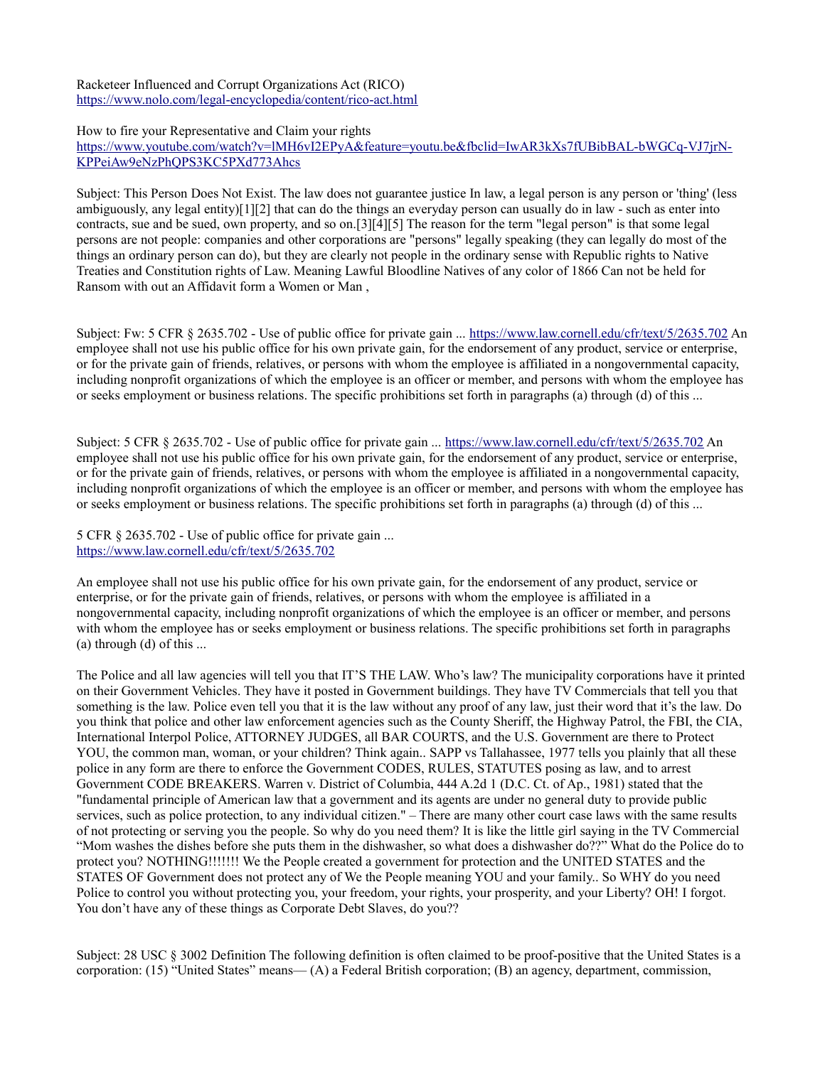Racketeer Influenced and Corrupt Organizations Act (RICO)
https://www.nolo.com/legal-encyclopedia/content/rico-act.html

How to fire your Representative and Claim your rights
https://www.youtube.com/watch?v=lMH6vI2EPyA&feature=youtu.be&fbclid=IwAR3kXs7fUBibBAL-bWGCq-VJ7jrN-KPPeiAw9eNzPhQPS3KC5PXd773Ahcs

Subject: This Person Does Not Exist. The law does not guarantee justice In law, a legal person is any person or 'thing' (less ambiguously, any legal entity)[1][2] that can do the things an everyday person can usually do in law - such as enter into contracts, sue and be sued, own property, and so on.[3][4][5] The reason for the term "legal person" is that some legal persons are not people: companies and other corporations are "persons" legally speaking (they can legally do most of the things an ordinary person can do), but they are clearly not people in the ordinary sense with Republic rights to Native Treaties and Constitution rights of Law. Meaning Lawful Bloodline Natives of any color of 1866 Can not be held for Ransom with out an Affidavit form a Women or Man ,

Subject: Fw: 5 CFR § 2635.702 - Use of public office for private gain ... https://www.law.cornell.edu/cfr/text/5/2635.702 An employee shall not use his public office for his own private gain, for the endorsement of any product, service or enterprise, or for the private gain of friends, relatives, or persons with whom the employee is affiliated in a nongovernmental capacity, including nonprofit organizations of which the employee is an officer or member, and persons with whom the employee has or seeks employment or business relations. The specific prohibitions set forth in paragraphs (a) through (d) of this ...

Subject: 5 CFR § 2635.702 - Use of public office for private gain ... https://www.law.cornell.edu/cfr/text/5/2635.702 An employee shall not use his public office for his own private gain, for the endorsement of any product, service or enterprise, or for the private gain of friends, relatives, or persons with whom the employee is affiliated in a nongovernmental capacity, including nonprofit organizations of which the employee is an officer or member, and persons with whom the employee has or seeks employment or business relations. The specific prohibitions set forth in paragraphs (a) through (d) of this ...

5 CFR § 2635.702 - Use of public office for private gain ...
https://www.law.cornell.edu/cfr/text/5/2635.702

An employee shall not use his public office for his own private gain, for the endorsement of any product, service or enterprise, or for the private gain of friends, relatives, or persons with whom the employee is affiliated in a nongovernmental capacity, including nonprofit organizations of which the employee is an officer or member, and persons with whom the employee has or seeks employment or business relations. The specific prohibitions set forth in paragraphs (a) through (d) of this ...

The Police and all law agencies will tell you that IT'S THE LAW. Who's law? The municipality corporations have it printed on their Government Vehicles. They have it posted in Government buildings. They have TV Commercials that tell you that something is the law. Police even tell you that it is the law without any proof of any law, just their word that it's the law. Do you think that police and other law enforcement agencies such as the County Sheriff, the Highway Patrol, the FBI, the CIA, International Interpol Police, ATTORNEY JUDGES, all BAR COURTS, and the U.S. Government are there to Protect YOU, the common man, woman, or your children? Think again.. SAPP vs Tallahassee, 1977 tells you plainly that all these police in any form are there to enforce the Government CODES, RULES, STATUTES posing as law, and to arrest Government CODE BREAKERS. Warren v. District of Columbia, 444 A.2d 1 (D.C. Ct. of Ap., 1981) stated that the "fundamental principle of American law that a government and its agents are under no general duty to provide public services, such as police protection, to any individual citizen." – There are many other court case laws with the same results of not protecting or serving you the people. So why do you need them? It is like the little girl saying in the TV Commercial "Mom washes the dishes before she puts them in the dishwasher, so what does a dishwasher do??" What do the Police do to protect you? NOTHING!!!!!!! We the People created a government for protection and the UNITED STATES and the STATES OF Government does not protect any of We the People meaning YOU and your family.. So WHY do you need Police to control you without protecting you, your freedom, your rights, your prosperity, and your Liberty? OH! I forgot. You don't have any of these things as Corporate Debt Slaves, do you??

Subject: 28 USC § 3002 Definition The following definition is often claimed to be proof-positive that the United States is a corporation: (15) "United States" means— (A) a Federal British corporation; (B) an agency, department, commission,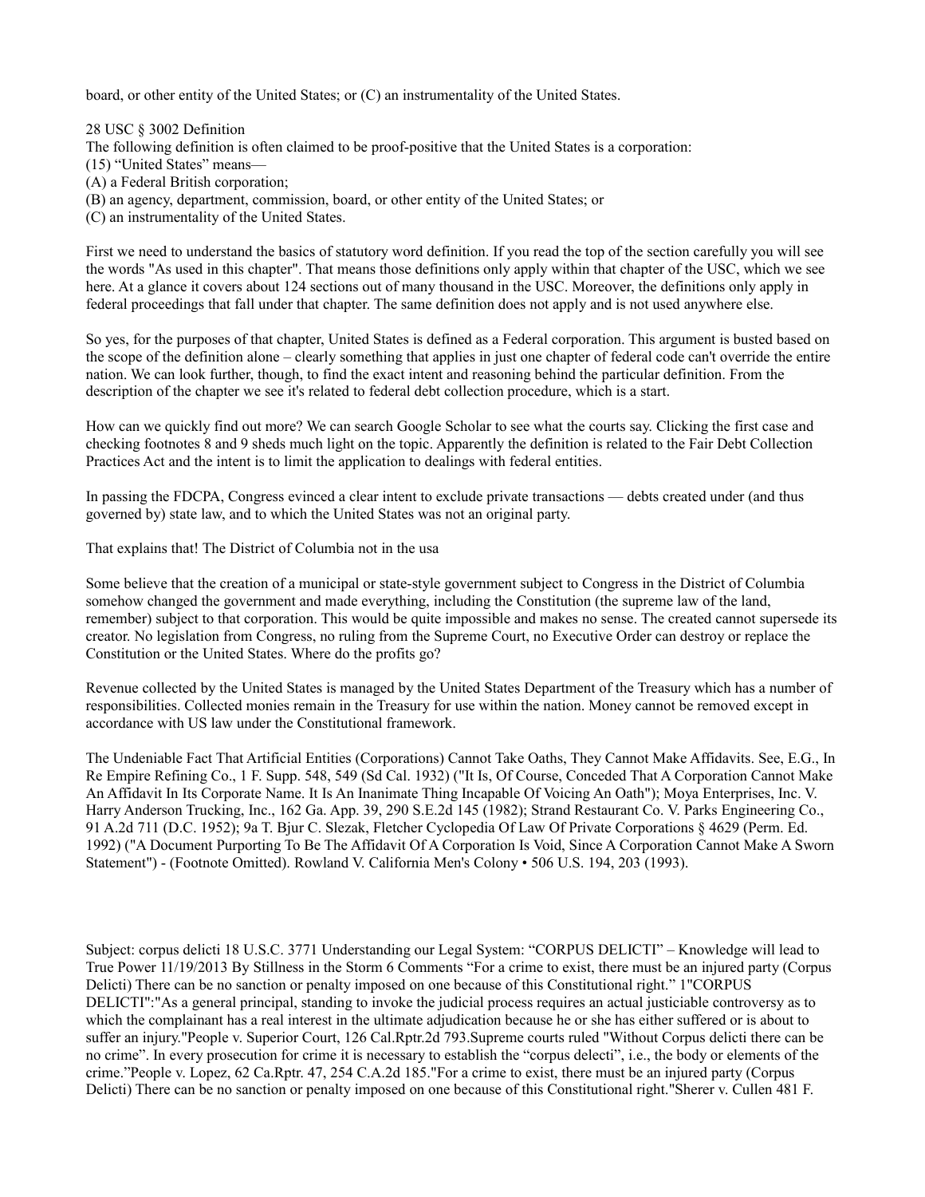board, or other entity of the United States; or (C) an instrumentality of the United States.

28 USC § 3002 Definition
The following definition is often claimed to be proof-positive that the United States is a corporation:
(15) “United States” means—
(A) a Federal British corporation;
(B) an agency, department, commission, board, or other entity of the United States; or
(C) an instrumentality of the United States.

First we need to understand the basics of statutory word definition. If you read the top of the section carefully you will see the words "As used in this chapter". That means those definitions only apply within that chapter of the USC, which we see here. At a glance it covers about 124 sections out of many thousand in the USC. Moreover, the definitions only apply in federal proceedings that fall under that chapter. The same definition does not apply and is not used anywhere else.

So yes, for the purposes of that chapter, United States is defined as a Federal corporation. This argument is busted based on the scope of the definition alone – clearly something that applies in just one chapter of federal code can't override the entire nation. We can look further, though, to find the exact intent and reasoning behind the particular definition. From the description of the chapter we see it's related to federal debt collection procedure, which is a start.

How can we quickly find out more? We can search Google Scholar to see what the courts say. Clicking the first case and checking footnotes 8 and 9 sheds much light on the topic. Apparently the definition is related to the Fair Debt Collection Practices Act and the intent is to limit the application to dealings with federal entities.

In passing the FDCPA, Congress evinced a clear intent to exclude private transactions — debts created under (and thus governed by) state law, and to which the United States was not an original party.

That explains that! The District of Columbia not in the usa

Some believe that the creation of a municipal or state-style government subject to Congress in the District of Columbia somehow changed the government and made everything, including the Constitution (the supreme law of the land, remember) subject to that corporation. This would be quite impossible and makes no sense. The created cannot supersede its creator. No legislation from Congress, no ruling from the Supreme Court, no Executive Order can destroy or replace the Constitution or the United States. Where do the profits go?

Revenue collected by the United States is managed by the United States Department of the Treasury which has a number of responsibilities. Collected monies remain in the Treasury for use within the nation. Money cannot be removed except in accordance with US law under the Constitutional framework.

The Undeniable Fact That Artificial Entities (Corporations) Cannot Take Oaths, They Cannot Make Affidavits. See, E.G., In Re Empire Refining Co., 1 F. Supp. 548, 549 (Sd Cal. 1932) ("It Is, Of Course, Conceded That A Corporation Cannot Make An Affidavit In Its Corporate Name. It Is An Inanimate Thing Incapable Of Voicing An Oath"); Moya Enterprises, Inc. V. Harry Anderson Trucking, Inc., 162 Ga. App. 39, 290 S.E.2d 145 (1982); Strand Restaurant Co. V. Parks Engineering Co., 91 A.2d 711 (D.C. 1952); 9a T. Bjur C. Slezak, Fletcher Cyclopedia Of Law Of Private Corporations § 4629 (Perm. Ed. 1992) ("A Document Purporting To Be The Affidavit Of A Corporation Is Void, Since A Corporation Cannot Make A Sworn Statement") - (Footnote Omitted). Rowland V. California Men's Colony • 506 U.S. 194, 203 (1993).

Subject: corpus delicti 18 U.S.C. 3771 Understanding our Legal System: “CORPUS DELICTI” – Knowledge will lead to True Power 11/19/2013 By Stillness in the Storm 6 Comments “For a crime to exist, there must be an injured party (Corpus Delicti) There can be no sanction or penalty imposed on one because of this Constitutional right.” 1"CORPUS DELICTI":"As a general principal, standing to invoke the judicial process requires an actual justiciable controversy as to which the complainant has a real interest in the ultimate adjudication because he or she has either suffered or is about to suffer an injury."People v. Superior Court, 126 Cal.Rptr.2d 793.Supreme courts ruled "Without Corpus delicti there can be no crime". In every prosecution for crime it is necessary to establish the “corpus delecti”, i.e., the body or elements of the crime.”People v. Lopez, 62 Ca.Rptr. 47, 254 C.A.2d 185."For a crime to exist, there must be an injured party (Corpus Delicti) There can be no sanction or penalty imposed on one because of this Constitutional right."Sherer v. Cullen 481 F.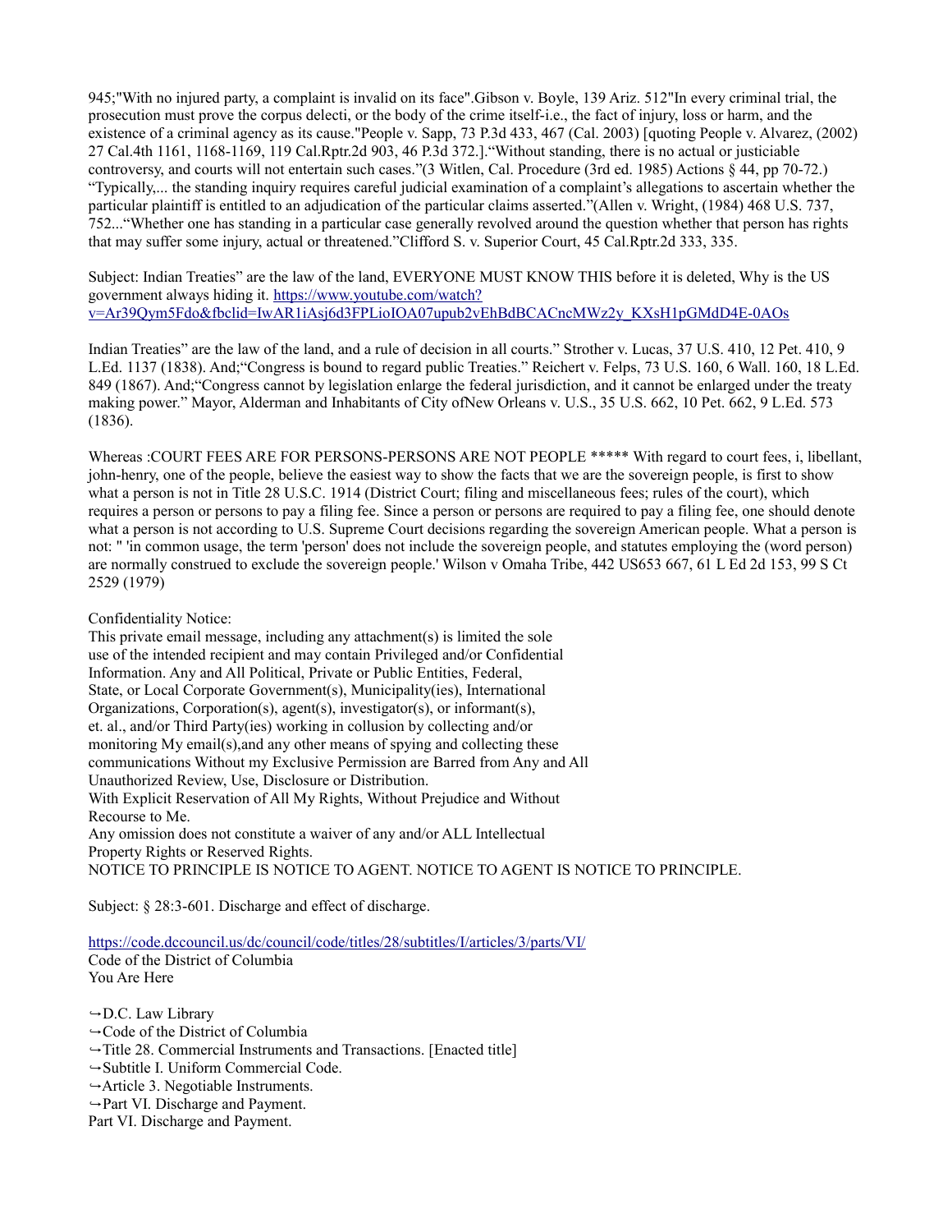945;"With no injured party, a complaint is invalid on its face".Gibson v. Boyle, 139 Ariz. 512"In every criminal trial, the prosecution must prove the corpus delecti, or the body of the crime itself-i.e., the fact of injury, loss or harm, and the existence of a criminal agency as its cause."People v. Sapp, 73 P.3d 433, 467 (Cal. 2003) [quoting People v. Alvarez, (2002) 27 Cal.4th 1161, 1168-1169, 119 Cal.Rptr.2d 903, 46 P.3d 372.]."Without standing, there is no actual or justiciable controversy, and courts will not entertain such cases."(3 Witlen, Cal. Procedure (3rd ed. 1985) Actions § 44, pp 70-72.) "Typically,... the standing inquiry requires careful judicial examination of a complaint's allegations to ascertain whether the particular plaintiff is entitled to an adjudication of the particular claims asserted."(Allen v. Wright, (1984) 468 U.S. 737, 752..."Whether one has standing in a particular case generally revolved around the question whether that person has rights that may suffer some injury, actual or threatened."Clifford S. v. Superior Court, 45 Cal.Rptr.2d 333, 335.

Subject: Indian Treaties" are the law of the land, EVERYONE MUST KNOW THIS before it is deleted, Why is the US government always hiding it. https://www.youtube.com/watch?v=Ar39Qym5Fdo&fbclid=IwAR1iAsj6d3FPLioIOA07upub2vEhBdBCACncMWz2y_KXsH1pGMdD4E-0AOs

Indian Treaties" are the law of the land, and a rule of decision in all courts." Strother v. Lucas, 37 U.S. 410, 12 Pet. 410, 9 L.Ed. 1137 (1838). And;"Congress is bound to regard public Treaties." Reichert v. Felps, 73 U.S. 160, 6 Wall. 160, 18 L.Ed. 849 (1867). And;"Congress cannot by legislation enlarge the federal jurisdiction, and it cannot be enlarged under the treaty making power." Mayor, Alderman and Inhabitants of City ofNew Orleans v. U.S., 35 U.S. 662, 10 Pet. 662, 9 L.Ed. 573 (1836).

Whereas :COURT FEES ARE FOR PERSONS-PERSONS ARE NOT PEOPLE ***** With regard to court fees, i, libellant, john-henry, one of the people, believe the easiest way to show the facts that we are the sovereign people, is first to show what a person is not in Title 28 U.S.C. 1914 (District Court; filing and miscellaneous fees; rules of the court), which requires a person or persons to pay a filing fee. Since a person or persons are required to pay a filing fee, one should denote what a person is not according to U.S. Supreme Court decisions regarding the sovereign American people. What a person is not: " 'in common usage, the term 'person' does not include the sovereign people, and statutes employing the (word person) are normally construed to exclude the sovereign people.' Wilson v Omaha Tribe, 442 US653 667, 61 L Ed 2d 153, 99 S Ct 2529 (1979)

Confidentiality Notice:
This private email message, including any attachment(s) is limited the sole use of the intended recipient and may contain Privileged and/or Confidential Information. Any and All Political, Private or Public Entities, Federal, State, or Local Corporate Government(s), Municipality(ies), International Organizations, Corporation(s), agent(s), investigator(s), or informant(s), et. al., and/or Third Party(ies) working in collusion by collecting and/or monitoring My email(s),and any other means of spying and collecting these communications Without my Exclusive Permission are Barred from Any and All Unauthorized Review, Use, Disclosure or Distribution.
With Explicit Reservation of All My Rights, Without Prejudice and Without Recourse to Me.
Any omission does not constitute a waiver of any and/or ALL Intellectual Property Rights or Reserved Rights.
NOTICE TO PRINCIPLE IS NOTICE TO AGENT. NOTICE TO AGENT IS NOTICE TO PRINCIPLE.

Subject: § 28:3-601. Discharge and effect of discharge.

https://code.dccouncil.us/dc/council/code/titles/28/subtitles/I/articles/3/parts/VI/
Code of the District of Columbia
You Are Here

→D.C. Law Library
→Code of the District of Columbia
→Title 28. Commercial Instruments and Transactions. [Enacted title]
→Subtitle I. Uniform Commercial Code.
→Article 3. Negotiable Instruments.
→Part VI. Discharge and Payment.
Part VI. Discharge and Payment.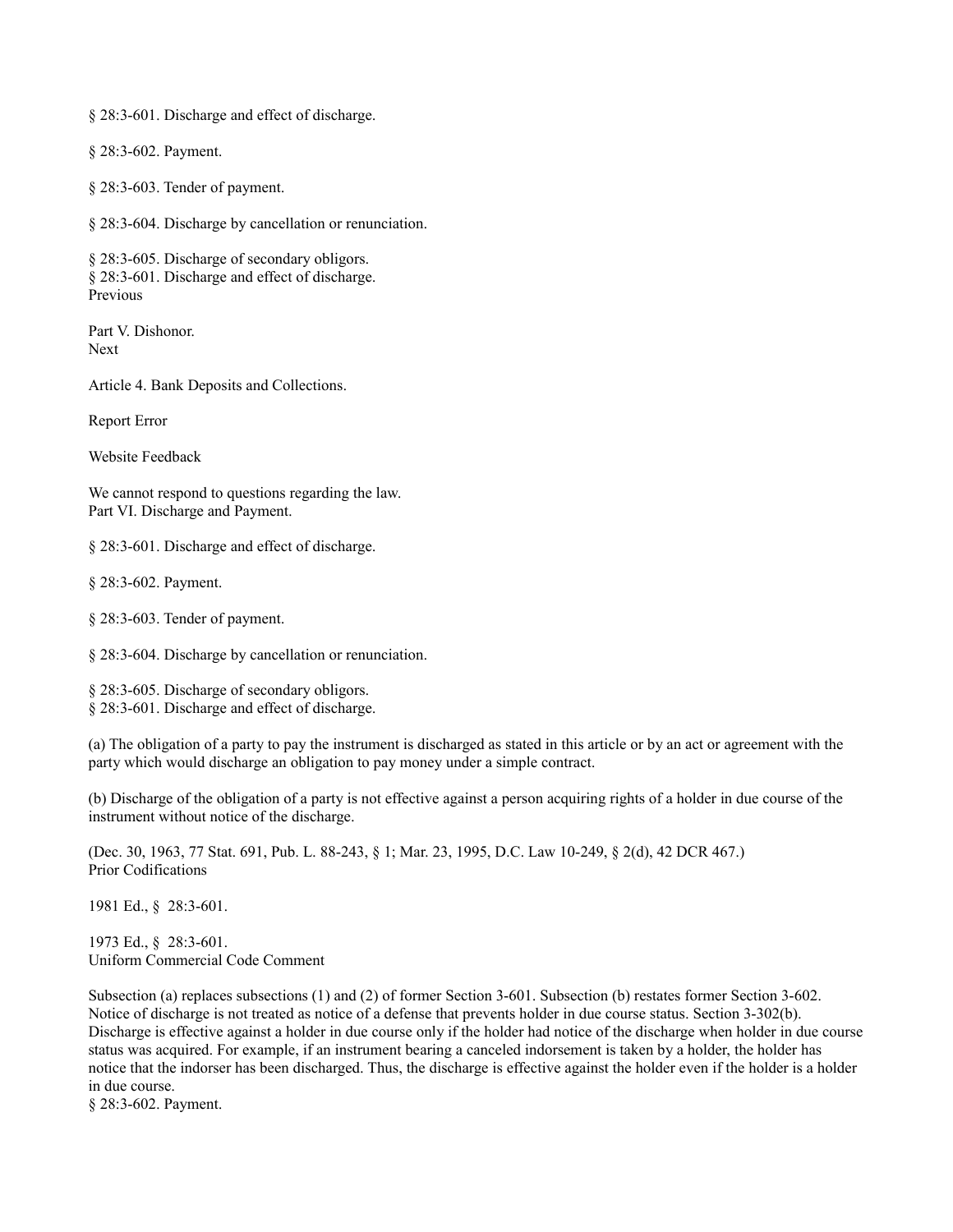§ 28:3-601. Discharge and effect of discharge.

§ 28:3-602. Payment.

§ 28:3-603. Tender of payment.

§ 28:3-604. Discharge by cancellation or renunciation.

§ 28:3-605. Discharge of secondary obligors.
§ 28:3-601. Discharge and effect of discharge.
Previous

Part V. Dishonor.
Next

Article 4. Bank Deposits and Collections.

Report Error

Website Feedback

We cannot respond to questions regarding the law.
Part VI. Discharge and Payment.

§ 28:3-601. Discharge and effect of discharge.

§ 28:3-602. Payment.

§ 28:3-603. Tender of payment.

§ 28:3-604. Discharge by cancellation or renunciation.

§ 28:3-605. Discharge of secondary obligors.
§ 28:3-601. Discharge and effect of discharge.

(a) The obligation of a party to pay the instrument is discharged as stated in this article or by an act or agreement with the party which would discharge an obligation to pay money under a simple contract.

(b) Discharge of the obligation of a party is not effective against a person acquiring rights of a holder in due course of the instrument without notice of the discharge.

(Dec. 30, 1963, 77 Stat. 691, Pub. L. 88-243, § 1; Mar. 23, 1995, D.C. Law 10-249, § 2(d), 42 DCR 467.)
Prior Codifications

1981 Ed., § 28:3-601.

1973 Ed., § 28:3-601.
Uniform Commercial Code Comment

Subsection (a) replaces subsections (1) and (2) of former Section 3-601. Subsection (b) restates former Section 3-602. Notice of discharge is not treated as notice of a defense that prevents holder in due course status. Section 3-302(b). Discharge is effective against a holder in due course only if the holder had notice of the discharge when holder in due course status was acquired. For example, if an instrument bearing a canceled indorsement is taken by a holder, the holder has notice that the indorser has been discharged. Thus, the discharge is effective against the holder even if the holder is a holder in due course.
§ 28:3-602. Payment.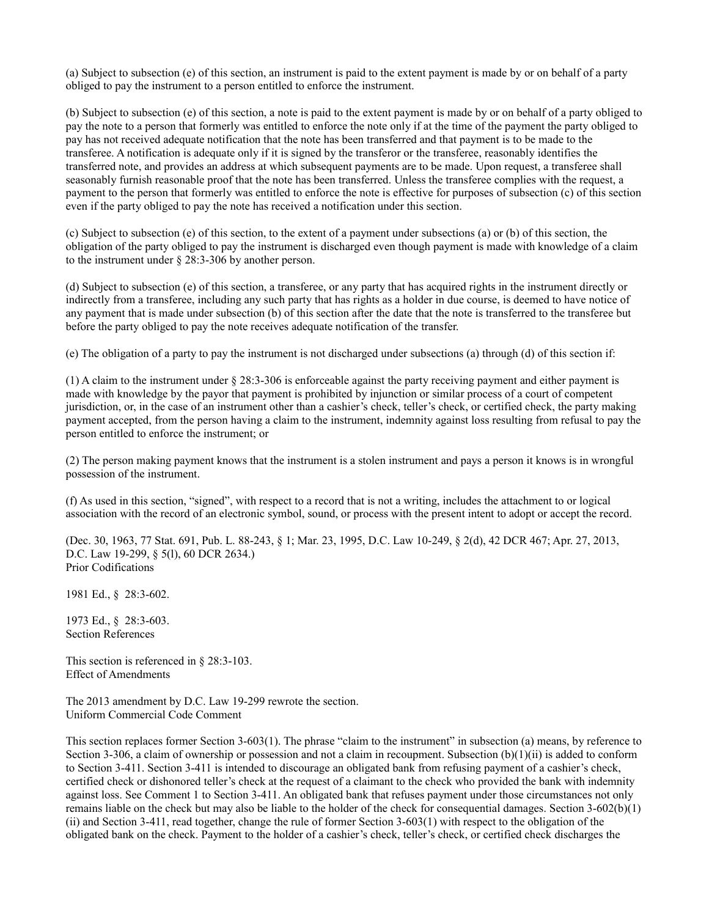(a) Subject to subsection (e) of this section, an instrument is paid to the extent payment is made by or on behalf of a party obliged to pay the instrument to a person entitled to enforce the instrument.

(b) Subject to subsection (e) of this section, a note is paid to the extent payment is made by or on behalf of a party obliged to pay the note to a person that formerly was entitled to enforce the note only if at the time of the payment the party obliged to pay has not received adequate notification that the note has been transferred and that payment is to be made to the transferee. A notification is adequate only if it is signed by the transferor or the transferee, reasonably identifies the transferred note, and provides an address at which subsequent payments are to be made. Upon request, a transferee shall seasonably furnish reasonable proof that the note has been transferred. Unless the transferee complies with the request, a payment to the person that formerly was entitled to enforce the note is effective for purposes of subsection (c) of this section even if the party obliged to pay the note has received a notification under this section.

(c) Subject to subsection (e) of this section, to the extent of a payment under subsections (a) or (b) of this section, the obligation of the party obliged to pay the instrument is discharged even though payment is made with knowledge of a claim to the instrument under § 28:3-306 by another person.

(d) Subject to subsection (e) of this section, a transferee, or any party that has acquired rights in the instrument directly or indirectly from a transferee, including any such party that has rights as a holder in due course, is deemed to have notice of any payment that is made under subsection (b) of this section after the date that the note is transferred to the transferee but before the party obliged to pay the note receives adequate notification of the transfer.

(e) The obligation of a party to pay the instrument is not discharged under subsections (a) through (d) of this section if:

(1) A claim to the instrument under § 28:3-306 is enforceable against the party receiving payment and either payment is made with knowledge by the payor that payment is prohibited by injunction or similar process of a court of competent jurisdiction, or, in the case of an instrument other than a cashier's check, teller's check, or certified check, the party making payment accepted, from the person having a claim to the instrument, indemnity against loss resulting from refusal to pay the person entitled to enforce the instrument; or

(2) The person making payment knows that the instrument is a stolen instrument and pays a person it knows is in wrongful possession of the instrument.

(f) As used in this section, "signed", with respect to a record that is not a writing, includes the attachment to or logical association with the record of an electronic symbol, sound, or process with the present intent to adopt or accept the record.

(Dec. 30, 1963, 77 Stat. 691, Pub. L. 88-243, § 1; Mar. 23, 1995, D.C. Law 10-249, § 2(d), 42 DCR 467; Apr. 27, 2013, D.C. Law 19-299, § 5(l), 60 DCR 2634.)

Prior Codifications

1981 Ed., § 28:3-602.

1973 Ed., § 28:3-603.

Section References

This section is referenced in § 28:3-103.

Effect of Amendments

The 2013 amendment by D.C. Law 19-299 rewrote the section.

Uniform Commercial Code Comment

This section replaces former Section 3-603(1). The phrase "claim to the instrument" in subsection (a) means, by reference to Section 3-306, a claim of ownership or possession and not a claim in recoupment. Subsection (b)(1)(ii) is added to conform to Section 3-411. Section 3-411 is intended to discourage an obligated bank from refusing payment of a cashier's check, certified check or dishonored teller's check at the request of a claimant to the check who provided the bank with indemnity against loss. See Comment 1 to Section 3-411. An obligated bank that refuses payment under those circumstances not only remains liable on the check but may also be liable to the holder of the check for consequential damages. Section 3-602(b)(1)(ii) and Section 3-411, read together, change the rule of former Section 3-603(1) with respect to the obligation of the obligated bank on the check. Payment to the holder of a cashier's check, teller's check, or certified check discharges the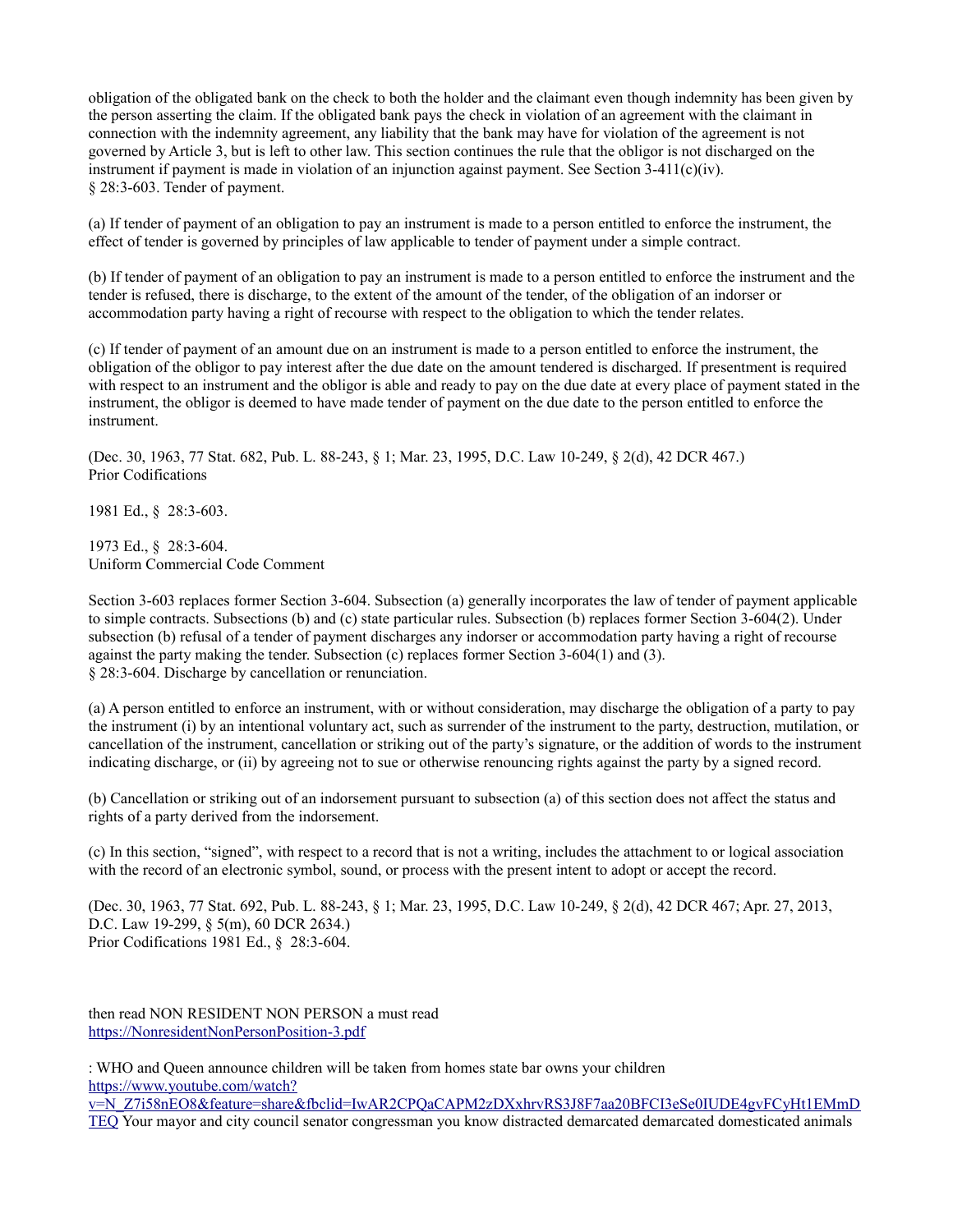obligation of the obligated bank on the check to both the holder and the claimant even though indemnity has been given by the person asserting the claim. If the obligated bank pays the check in violation of an agreement with the claimant in connection with the indemnity agreement, any liability that the bank may have for violation of the agreement is not governed by Article 3, but is left to other law. This section continues the rule that the obligor is not discharged on the instrument if payment is made in violation of an injunction against payment. See Section 3-411(c)(iv).

§ 28:3-603. Tender of payment.

(a) If tender of payment of an obligation to pay an instrument is made to a person entitled to enforce the instrument, the effect of tender is governed by principles of law applicable to tender of payment under a simple contract.

(b) If tender of payment of an obligation to pay an instrument is made to a person entitled to enforce the instrument and the tender is refused, there is discharge, to the extent of the amount of the tender, of the obligation of an indorser or accommodation party having a right of recourse with respect to the obligation to which the tender relates.

(c) If tender of payment of an amount due on an instrument is made to a person entitled to enforce the instrument, the obligation of the obligor to pay interest after the due date on the amount tendered is discharged. If presentment is required with respect to an instrument and the obligor is able and ready to pay on the due date at every place of payment stated in the instrument, the obligor is deemed to have made tender of payment on the due date to the person entitled to enforce the instrument.

(Dec. 30, 1963, 77 Stat. 682, Pub. L. 88-243, § 1; Mar. 23, 1995, D.C. Law 10-249, § 2(d), 42 DCR 467.)
Prior Codifications

1981 Ed., § 28:3-603.

1973 Ed., § 28:3-604.
Uniform Commercial Code Comment

Section 3-603 replaces former Section 3-604. Subsection (a) generally incorporates the law of tender of payment applicable to simple contracts. Subsections (b) and (c) state particular rules. Subsection (b) replaces former Section 3-604(2). Under subsection (b) refusal of a tender of payment discharges any indorser or accommodation party having a right of recourse against the party making the tender. Subsection (c) replaces former Section 3-604(1) and (3).

§ 28:3-604. Discharge by cancellation or renunciation.

(a) A person entitled to enforce an instrument, with or without consideration, may discharge the obligation of a party to pay the instrument (i) by an intentional voluntary act, such as surrender of the instrument to the party, destruction, mutilation, or cancellation of the instrument, cancellation or striking out of the party's signature, or the addition of words to the instrument indicating discharge, or (ii) by agreeing not to sue or otherwise renouncing rights against the party by a signed record.

(b) Cancellation or striking out of an indorsement pursuant to subsection (a) of this section does not affect the status and rights of a party derived from the indorsement.

(c) In this section, "signed", with respect to a record that is not a writing, includes the attachment to or logical association with the record of an electronic symbol, sound, or process with the present intent to adopt or accept the record.

(Dec. 30, 1963, 77 Stat. 692, Pub. L. 88-243, § 1; Mar. 23, 1995, D.C. Law 10-249, § 2(d), 42 DCR 467; Apr. 27, 2013, D.C. Law 19-299, § 5(m), 60 DCR 2634.)
Prior Codifications 1981 Ed., § 28:3-604.

then read NON RESIDENT NON PERSON a must read
https://NonresidentNonPersonPosition-3.pdf

: WHO and Queen announce children will be taken from homes state bar owns your children
https://www.youtube.com/watch?v=N_Z7i58nEO8&feature=share&fbclid=IwAR2CPQaCAPM2zDXxhrvRS3J8F7aa20BFCI3eSe0IUDE4gvFCyHt1EMmDTEQ Your mayor and city council senator congressman you know distracted demarcated demarcated domesticated animals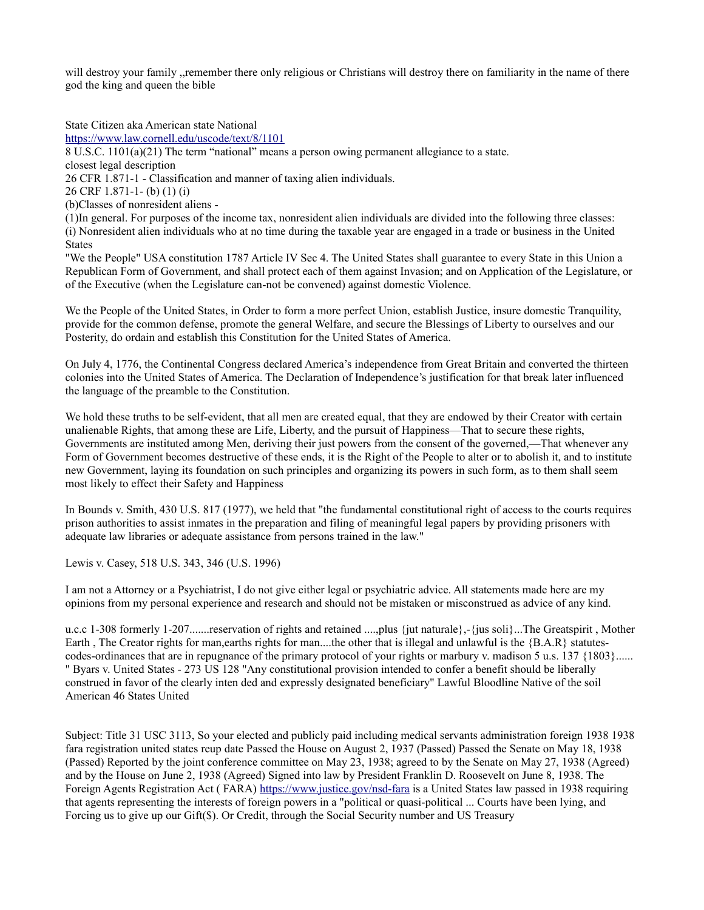will destroy your family ,,remember there only religious or Christians will destroy there on familiarity in the name of there god the king and queen the bible

State Citizen aka American state National
https://www.law.cornell.edu/uscode/text/8/1101
8 U.S.C. 1101(a)(21) The term "national" means a person owing permanent allegiance to a state.
closest legal description
26 CFR 1.871-1 - Classification and manner of taxing alien individuals.
26 CRF 1.871-1- (b) (1) (i)
(b)Classes of nonresident aliens -
(1)In general. For purposes of the income tax, nonresident alien individuals are divided into the following three classes:
(i) Nonresident alien individuals who at no time during the taxable year are engaged in a trade or business in the United States
"We the People" USA constitution 1787 Article IV Sec 4. The United States shall guarantee to every State in this Union a Republican Form of Government, and shall protect each of them against Invasion; and on Application of the Legislature, or of the Executive (when the Legislature can-not be convened) against domestic Violence.

We the People of the United States, in Order to form a more perfect Union, establish Justice, insure domestic Tranquility, provide for the common defense, promote the general Welfare, and secure the Blessings of Liberty to ourselves and our Posterity, do ordain and establish this Constitution for the United States of America.

On July 4, 1776, the Continental Congress declared America's independence from Great Britain and converted the thirteen colonies into the United States of America. The Declaration of Independence's justification for that break later influenced the language of the preamble to the Constitution.

We hold these truths to be self-evident, that all men are created equal, that they are endowed by their Creator with certain unalienable Rights, that among these are Life, Liberty, and the pursuit of Happiness—That to secure these rights, Governments are instituted among Men, deriving their just powers from the consent of the governed,—That whenever any Form of Government becomes destructive of these ends, it is the Right of the People to alter or to abolish it, and to institute new Government, laying its foundation on such principles and organizing its powers in such form, as to them shall seem most likely to effect their Safety and Happiness

In Bounds v. Smith, 430 U.S. 817 (1977), we held that "the fundamental constitutional right of access to the courts requires prison authorities to assist inmates in the preparation and filing of meaningful legal papers by providing prisoners with adequate law libraries or adequate assistance from persons trained in the law."

Lewis v. Casey, 518 U.S. 343, 346 (U.S. 1996)

I am not a Attorney or a Psychiatrist, I do not give either legal or psychiatric advice. All statements made here are my opinions from my personal experience and research and should not be mistaken or misconstrued as advice of any kind.

u.c.c 1-308 formerly 1-207.......reservation of rights and retained ....,plus {jut naturale},-{jus soli}...The Greatspirit , Mother Earth , The Creator rights for man,earths rights for man....the other that is illegal and unlawful is the {B.A.R} statutes-codes-ordinances that are in repugnance of the primary protocol of your rights or marbury v. madison 5 u.s. 137 {1803}...... " Byars v. United States - 273 US 128 "Any constitutional provision intended to confer a benefit should be liberally construed in favor of the clearly inten ded and expressly designated beneficiary" Lawful Bloodline Native of the soil American 46 States United

Subject: Title 31 USC 3113, So your elected and publicly paid including medical servants administration foreign 1938 1938 fara registration united states reup date Passed the House on August 2, 1937 (Passed) Passed the Senate on May 18, 1938 (Passed) Reported by the joint conference committee on May 23, 1938; agreed to by the Senate on May 27, 1938 (Agreed) and by the House on June 2, 1938 (Agreed) Signed into law by President Franklin D. Roosevelt on June 8, 1938. The Foreign Agents Registration Act ( FARA) https://www.justice.gov/nsd-fara is a United States law passed in 1938 requiring that agents representing the interests of foreign powers in a "political or quasi-political ... Courts have been lying, and Forcing us to give up our Gift($). Or Credit, through the Social Security number and US Treasury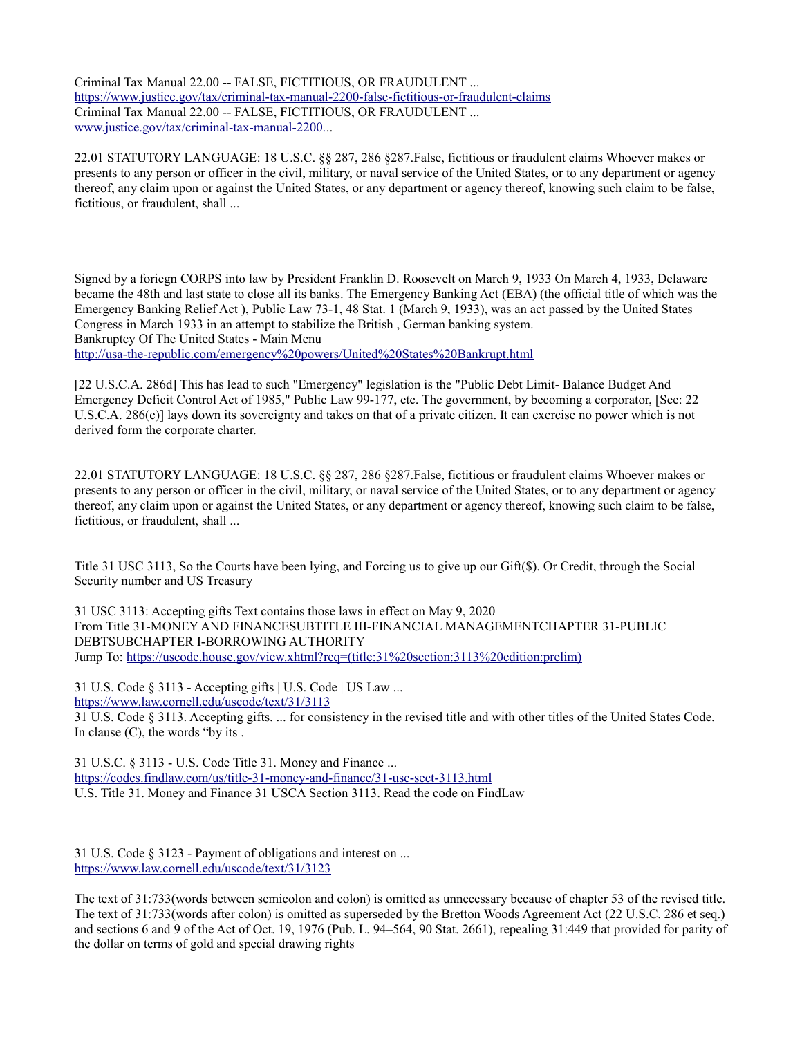Criminal Tax Manual 22.00 -- FALSE, FICTITIOUS, OR FRAUDULENT ...
https://www.justice.gov/tax/criminal-tax-manual-2200-false-fictitious-or-fraudulent-claims
Criminal Tax Manual 22.00 -- FALSE, FICTITIOUS, OR FRAUDULENT ...
www.justice.gov/tax/criminal-tax-manual-2200...

22.01 STATUTORY LANGUAGE: 18 U.S.C. §§ 287, 286 §287.False, fictitious or fraudulent claims Whoever makes or presents to any person or officer in the civil, military, or naval service of the United States, or to any department or agency thereof, any claim upon or against the United States, or any department or agency thereof, knowing such claim to be false, fictitious, or fraudulent, shall ...

Signed by a foriegn CORPS into law by President Franklin D. Roosevelt on March 9, 1933 On March 4, 1933, Delaware became the 48th and last state to close all its banks. The Emergency Banking Act (EBA) (the official title of which was the Emergency Banking Relief Act ), Public Law 73-1, 48 Stat. 1 (March 9, 1933), was an act passed by the United States Congress in March 1933 in an attempt to stabilize the British , German banking system.
Bankruptcy Of The United States - Main Menu
http://usa-the-republic.com/emergency%20powers/United%20States%20Bankrupt.html

[22 U.S.C.A. 286d] This has lead to such "Emergency" legislation is the "Public Debt Limit- Balance Budget And Emergency Deficit Control Act of 1985," Public Law 99-177, etc. The government, by becoming a corporator, [See: 22 U.S.C.A. 286(e)] lays down its sovereignty and takes on that of a private citizen. It can exercise no power which is not derived form the corporate charter.

22.01 STATUTORY LANGUAGE: 18 U.S.C. §§ 287, 286 §287.False, fictitious or fraudulent claims Whoever makes or presents to any person or officer in the civil, military, or naval service of the United States, or to any department or agency thereof, any claim upon or against the United States, or any department or agency thereof, knowing such claim to be false, fictitious, or fraudulent, shall ...

Title 31 USC 3113, So the Courts have been lying, and Forcing us to give up our Gift($). Or Credit, through the Social Security number and US Treasury

31 USC 3113: Accepting gifts Text contains those laws in effect on May 9, 2020
From Title 31-MONEY AND FINANCESUBTITLE III-FINANCIAL MANAGEMENTCHAPTER 31-PUBLIC DEBTSUBCHAPTER I-BORROWING AUTHORITY
Jump To: https://uscode.house.gov/view.xhtml?req=(title:31%20section:3113%20edition:prelim)

31 U.S. Code § 3113 - Accepting gifts | U.S. Code | US Law ...
https://www.law.cornell.edu/uscode/text/31/3113
31 U.S. Code § 3113. Accepting gifts. ... for consistency in the revised title and with other titles of the United States Code. In clause (C), the words "by its .

31 U.S.C. § 3113 - U.S. Code Title 31. Money and Finance ...
https://codes.findlaw.com/us/title-31-money-and-finance/31-usc-sect-3113.html
U.S. Title 31. Money and Finance 31 USCA Section 3113. Read the code on FindLaw

31 U.S. Code § 3123 - Payment of obligations and interest on ...
https://www.law.cornell.edu/uscode/text/31/3123

The text of 31:733(words between semicolon and colon) is omitted as unnecessary because of chapter 53 of the revised title. The text of 31:733(words after colon) is omitted as superseded by the Bretton Woods Agreement Act (22 U.S.C. 286 et seq.) and sections 6 and 9 of the Act of Oct. 19, 1976 (Pub. L. 94–564, 90 Stat. 2661), repealing 31:449 that provided for parity of the dollar on terms of gold and special drawing rights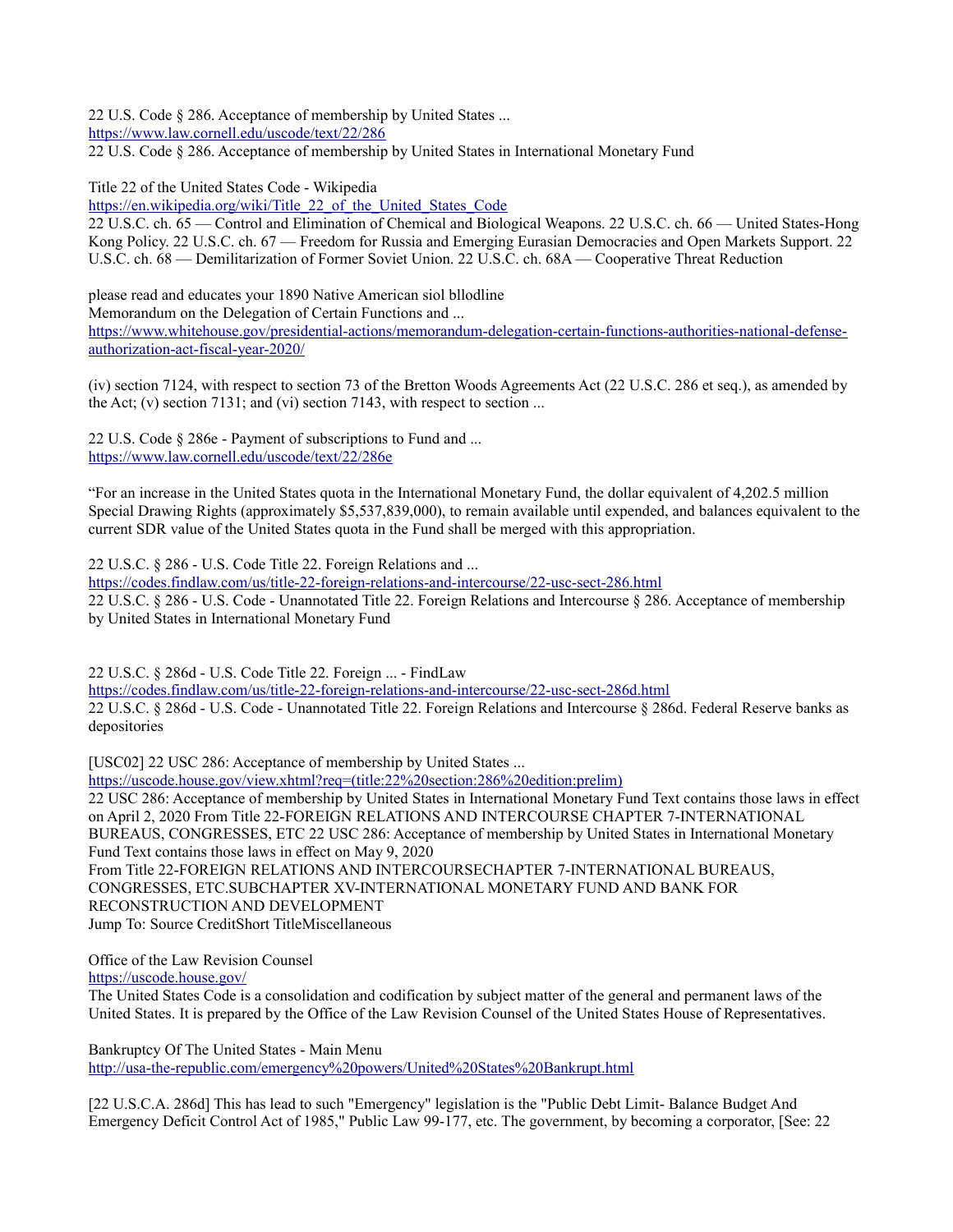22 U.S. Code § 286. Acceptance of membership by United States ...
https://www.law.cornell.edu/uscode/text/22/286
22 U.S. Code § 286. Acceptance of membership by United States in International Monetary Fund

Title 22 of the United States Code - Wikipedia
https://en.wikipedia.org/wiki/Title_22_of_the_United_States_Code
22 U.S.C. ch. 65 — Control and Elimination of Chemical and Biological Weapons. 22 U.S.C. ch. 66 — United States-Hong Kong Policy. 22 U.S.C. ch. 67 — Freedom for Russia and Emerging Eurasian Democracies and Open Markets Support. 22 U.S.C. ch. 68 — Demilitarization of Former Soviet Union. 22 U.S.C. ch. 68A — Cooperative Threat Reduction

please read and educates your 1890 Native American siol bllodline
Memorandum on the Delegation of Certain Functions and ...
https://www.whitehouse.gov/presidential-actions/memorandum-delegation-certain-functions-authorities-national-defense-authorization-act-fiscal-year-2020/

(iv) section 7124, with respect to section 73 of the Bretton Woods Agreements Act (22 U.S.C. 286 et seq.), as amended by the Act; (v) section 7131; and (vi) section 7143, with respect to section ...

22 U.S. Code § 286e - Payment of subscriptions to Fund and ...
https://www.law.cornell.edu/uscode/text/22/286e

"For an increase in the United States quota in the International Monetary Fund, the dollar equivalent of 4,202.5 million Special Drawing Rights (approximately $5,537,839,000), to remain available until expended, and balances equivalent to the current SDR value of the United States quota in the Fund shall be merged with this appropriation.

22 U.S.C. § 286 - U.S. Code Title 22. Foreign Relations and ...
https://codes.findlaw.com/us/title-22-foreign-relations-and-intercourse/22-usc-sect-286.html
22 U.S.C. § 286 - U.S. Code - Unannotated Title 22. Foreign Relations and Intercourse § 286. Acceptance of membership by United States in International Monetary Fund

22 U.S.C. § 286d - U.S. Code Title 22. Foreign ... - FindLaw
https://codes.findlaw.com/us/title-22-foreign-relations-and-intercourse/22-usc-sect-286d.html
22 U.S.C. § 286d - U.S. Code - Unannotated Title 22. Foreign Relations and Intercourse § 286d. Federal Reserve banks as depositories

[USC02] 22 USC 286: Acceptance of membership by United States ...
https://uscode.house.gov/view.xhtml?req=(title:22%20section:286%20edition:prelim)
22 USC 286: Acceptance of membership by United States in International Monetary Fund Text contains those laws in effect on April 2, 2020 From Title 22-FOREIGN RELATIONS AND INTERCOURSE CHAPTER 7-INTERNATIONAL BUREAUS, CONGRESSES, ETC 22 USC 286: Acceptance of membership by United States in International Monetary Fund Text contains those laws in effect on May 9, 2020
From Title 22-FOREIGN RELATIONS AND INTERCOURSECHAPTER 7-INTERNATIONAL BUREAUS, CONGRESSES, ETC.SUBCHAPTER XV-INTERNATIONAL MONETARY FUND AND BANK FOR RECONSTRUCTION AND DEVELOPMENT
Jump To: Source CreditShort TitleMiscellaneous

Office of the Law Revision Counsel
https://uscode.house.gov/
The United States Code is a consolidation and codification by subject matter of the general and permanent laws of the United States. It is prepared by the Office of the Law Revision Counsel of the United States House of Representatives.

Bankruptcy Of The United States - Main Menu
http://usa-the-republic.com/emergency%20powers/United%20States%20Bankrupt.html

[22 U.S.C.A. 286d] This has lead to such "Emergency" legislation is the "Public Debt Limit- Balance Budget And Emergency Deficit Control Act of 1985," Public Law 99-177, etc. The government, by becoming a corporator, [See: 22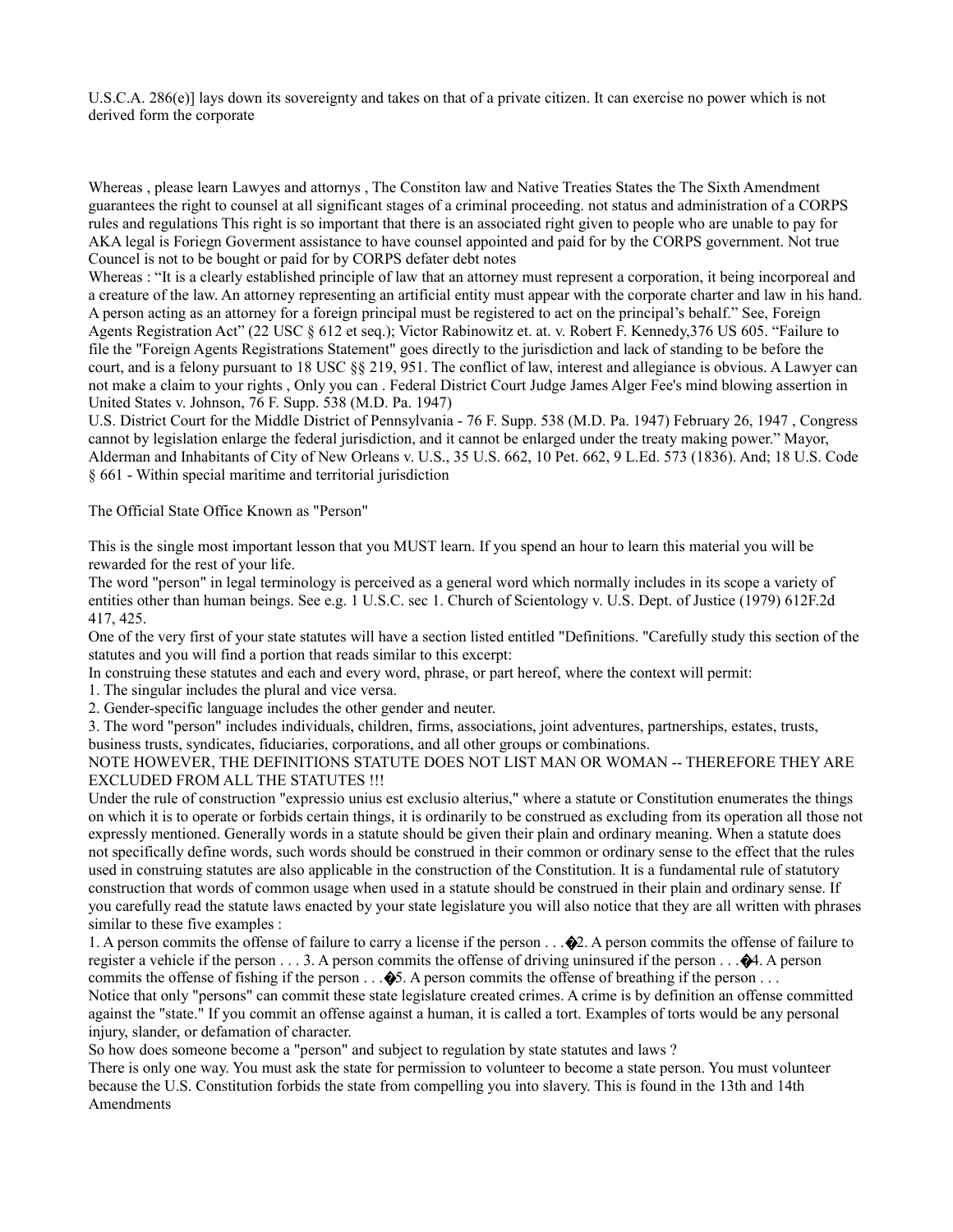U.S.C.A. 286(e)] lays down its sovereignty and takes on that of a private citizen. It can exercise no power which is not derived form the corporate

Whereas , please learn Lawyes and attornys , The Constiton law and Native Treaties States the The Sixth Amendment guarantees the right to counsel at all significant stages of a criminal proceeding. not status and administration of a CORPS rules and regulations This right is so important that there is an associated right given to people who are unable to pay for AKA legal is Foriegn Goverment assistance to have counsel appointed and paid for by the CORPS government. Not true Councel is not to be bought or paid for by CORPS defater debt notes

Whereas : "It is a clearly established principle of law that an attorney must represent a corporation, it being incorporeal and a creature of the law. An attorney representing an artificial entity must appear with the corporate charter and law in his hand. A person acting as an attorney for a foreign principal must be registered to act on the principal's behalf." See, Foreign Agents Registration Act" (22 USC § 612 et seq.); Victor Rabinowitz et. at. v. Robert F. Kennedy,376 US 605. "Failure to file the "Foreign Agents Registrations Statement" goes directly to the jurisdiction and lack of standing to be before the court, and is a felony pursuant to 18 USC §§ 219, 951. The conflict of law, interest and allegiance is obvious. A Lawyer can not make a claim to your rights , Only you can . Federal District Court Judge James Alger Fee's mind blowing assertion in United States v. Johnson, 76 F. Supp. 538 (M.D. Pa. 1947)

U.S. District Court for the Middle District of Pennsylvania - 76 F. Supp. 538 (M.D. Pa. 1947) February 26, 1947 , Congress cannot by legislation enlarge the federal jurisdiction, and it cannot be enlarged under the treaty making power." Mayor, Alderman and Inhabitants of City of New Orleans v. U.S., 35 U.S. 662, 10 Pet. 662, 9 L.Ed. 573 (1836). And; 18 U.S. Code § 661 - Within special maritime and territorial jurisdiction

The Official State Office Known as "Person"

This is the single most important lesson that you MUST learn. If you spend an hour to learn this material you will be rewarded for the rest of your life.

The word "person" in legal terminology is perceived as a general word which normally includes in its scope a variety of entities other than human beings. See e.g. 1 U.S.C. sec 1. Church of Scientology v. U.S. Dept. of Justice (1979) 612F.2d 417, 425.

One of the very first of your state statutes will have a section listed entitled "Definitions. "Carefully study this section of the statutes and you will find a portion that reads similar to this excerpt:

In construing these statutes and each and every word, phrase, or part hereof, where the context will permit:

1. The singular includes the plural and vice versa.
2. Gender-specific language includes the other gender and neuter.
3. The word "person" includes individuals, children, firms, associations, joint adventures, partnerships, estates, trusts, business trusts, syndicates, fiduciaries, corporations, and all other groups or combinations.

NOTE HOWEVER, THE DEFINITIONS STATUTE DOES NOT LIST MAN OR WOMAN -- THEREFORE THEY ARE EXCLUDED FROM ALL THE STATUTES !!!

Under the rule of construction "expressio unius est exclusio alterius," where a statute or Constitution enumerates the things on which it is to operate or forbids certain things, it is ordinarily to be construed as excluding from its operation all those not expressly mentioned. Generally words in a statute should be given their plain and ordinary meaning. When a statute does not specifically define words, such words should be construed in their common or ordinary sense to the effect that the rules used in construing statutes are also applicable in the construction of the Constitution. It is a fundamental rule of statutory construction that words of common usage when used in a statute should be construed in their plain and ordinary sense. If you carefully read the statute laws enacted by your state legislature you will also notice that they are all written with phrases similar to these five examples :

1. A person commits the offense of failure to carry a license if the person . . .� 2. A person commits the offense of failure to register a vehicle if the person . . . 3. A person commits the offense of driving uninsured if the person . . .� 4. A person commits the offense of fishing if the person . . .� 5. A person commits the offense of breathing if the person . . .

Notice that only "persons" can commit these state legislature created crimes. A crime is by definition an offense committed against the "state." If you commit an offense against a human, it is called a tort. Examples of torts would be any personal injury, slander, or defamation of character.

So how does someone become a "person" and subject to regulation by state statutes and laws ?

There is only one way. You must ask the state for permission to volunteer to become a state person. You must volunteer because the U.S. Constitution forbids the state from compelling you into slavery. This is found in the 13th and 14th Amendments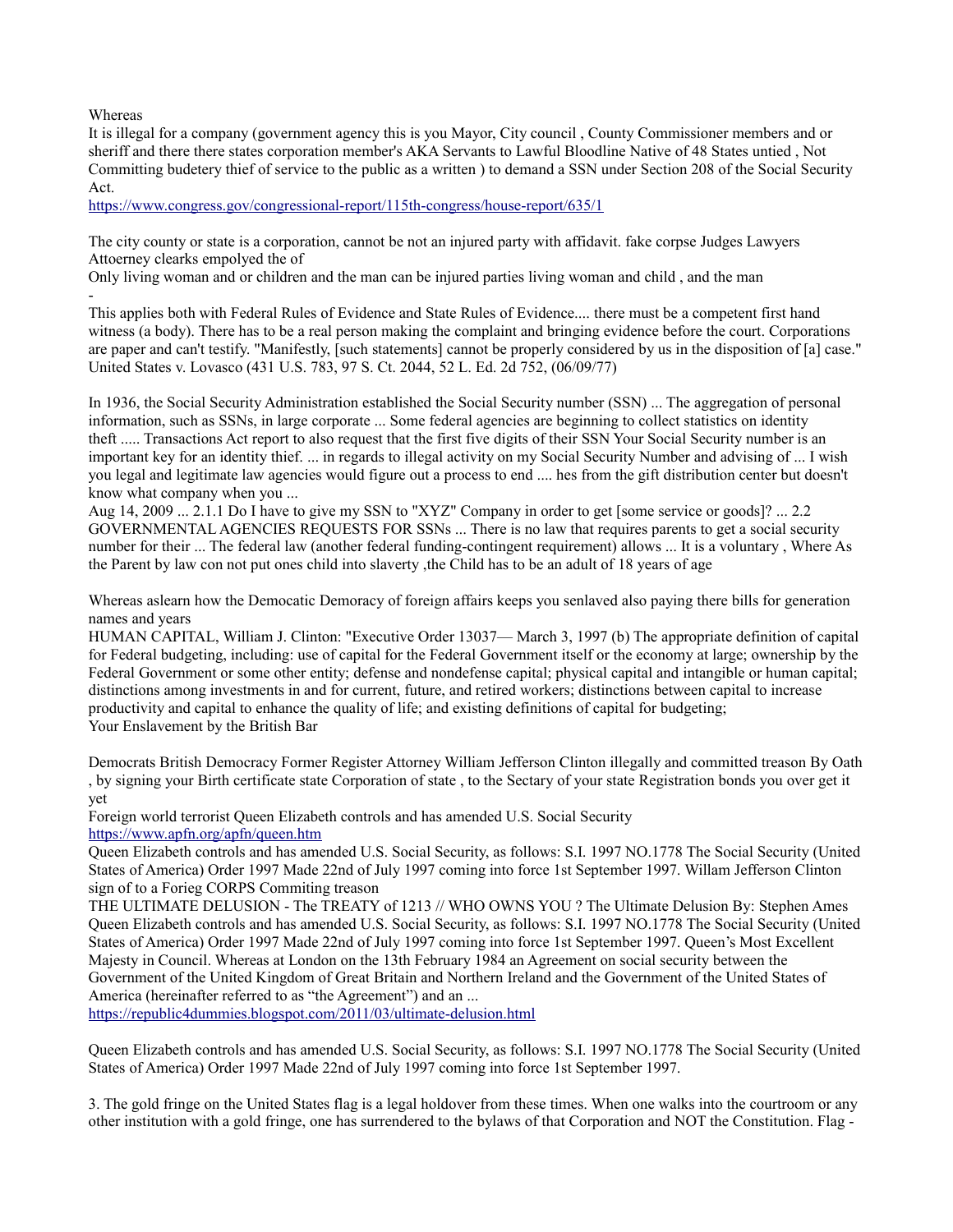Whereas

It is illegal for a company (government agency this is you Mayor, City council , County Commissioner members and or sheriff and there there states corporation member's AKA Servants to Lawful Bloodline Native of 48 States untied , Not Committing budetery thief of service to the public as a written ) to demand a SSN under Section 208 of the Social Security Act.

https://www.congress.gov/congressional-report/115th-congress/house-report/635/1

The city county or state is a corporation, cannot be not an injured party with affidavit. fake corpse Judges Lawyers Attoerney cleark empolyed the of

Only living woman and or children and the man can be injured parties living woman and child , and the man

-

This applies both with Federal Rules of Evidence and State Rules of Evidence.... there must be a competent first hand witness (a body). There has to be a real person making the complaint and bringing evidence before the court. Corporations are paper and can't testify. "Manifestly, [such statements] cannot be properly considered by us in the disposition of [a] case." United States v. Lovasco (431 U.S. 783, 97 S. Ct. 2044, 52 L. Ed. 2d 752, (06/09/77)

In 1936, the Social Security Administration established the Social Security number (SSN) ... The aggregation of personal information, such as SSNs, in large corporate ... Some federal agencies are beginning to collect statistics on identity theft ..... Transactions Act report to also request that the first five digits of their SSN Your Social Security number is an important key for an identity thief. ... in regards to illegal activity on my Social Security Number and advising of ... I wish you legal and legitimate law agencies would figure out a process to end .... hes from the gift distribution center but doesn't know what company when you ...

Aug 14, 2009 ... 2.1.1 Do I have to give my SSN to "XYZ" Company in order to get [some service or goods]? ... 2.2 GOVERNMENTAL AGENCIES REQUESTS FOR SSNs ... There is no law that requires parents to get a social security number for their ... The federal law (another federal funding-contingent requirement) allows ... It is a voluntary , Where As the Parent by law con not put ones child into slaverty ,the Child has to be an adult of 18 years of age

Whereas aslearn how the Democatic Demoracy of foreign affairs keeps you senlaved also paying there bills for generation names and years

HUMAN CAPITAL, William J. Clinton: "Executive Order 13037— March 3, 1997 (b) The appropriate definition of capital for Federal budgeting, including: use of capital for the Federal Government itself or the economy at large; ownership by the Federal Government or some other entity; defense and nondefense capital; physical capital and intangible or human capital; distinctions among investments in and for current, future, and retired workers; distinctions between capital to increase productivity and capital to enhance the quality of life; and existing definitions of capital for budgeting;

Your Enslavement by the British Bar

Democrats British Democracy Former Register Attorney William Jefferson Clinton illegally and committed treason By Oath , by signing your Birth certificate state Corporation of state , to the Sectary of your state Registration bonds you over get it yet

Foreign world terrorist Queen Elizabeth controls and has amended U.S. Social Security

https://www.apfn.org/apfn/queen.htm

Queen Elizabeth controls and has amended U.S. Social Security, as follows: S.I. 1997 NO.1778 The Social Security (United States of America) Order 1997 Made 22nd of July 1997 coming into force 1st September 1997. Willam Jefferson Clinton sign of to a Forieg CORPS Commiting treason

THE ULTIMATE DELUSION - The TREATY of 1213 // WHO OWNS YOU ? The Ultimate Delusion By: Stephen Ames Queen Elizabeth controls and has amended U.S. Social Security, as follows: S.I. 1997 NO.1778 The Social Security (United States of America) Order 1997 Made 22nd of July 1997 coming into force 1st September 1997. Queen's Most Excellent Majesty in Council. Whereas at London on the 13th February 1984 an Agreement on social security between the Government of the United Kingdom of Great Britain and Northern Ireland and the Government of the United States of America (hereinafter referred to as "the Agreement") and an ...

https://republic4dummies.blogspot.com/2011/03/ultimate-delusion.html

Queen Elizabeth controls and has amended U.S. Social Security, as follows: S.I. 1997 NO.1778 The Social Security (United States of America) Order 1997 Made 22nd of July 1997 coming into force 1st September 1997.

3. The gold fringe on the United States flag is a legal holdover from these times. When one walks into the courtroom or any other institution with a gold fringe, one has surrendered to the bylaws of that Corporation and NOT the Constitution. Flag -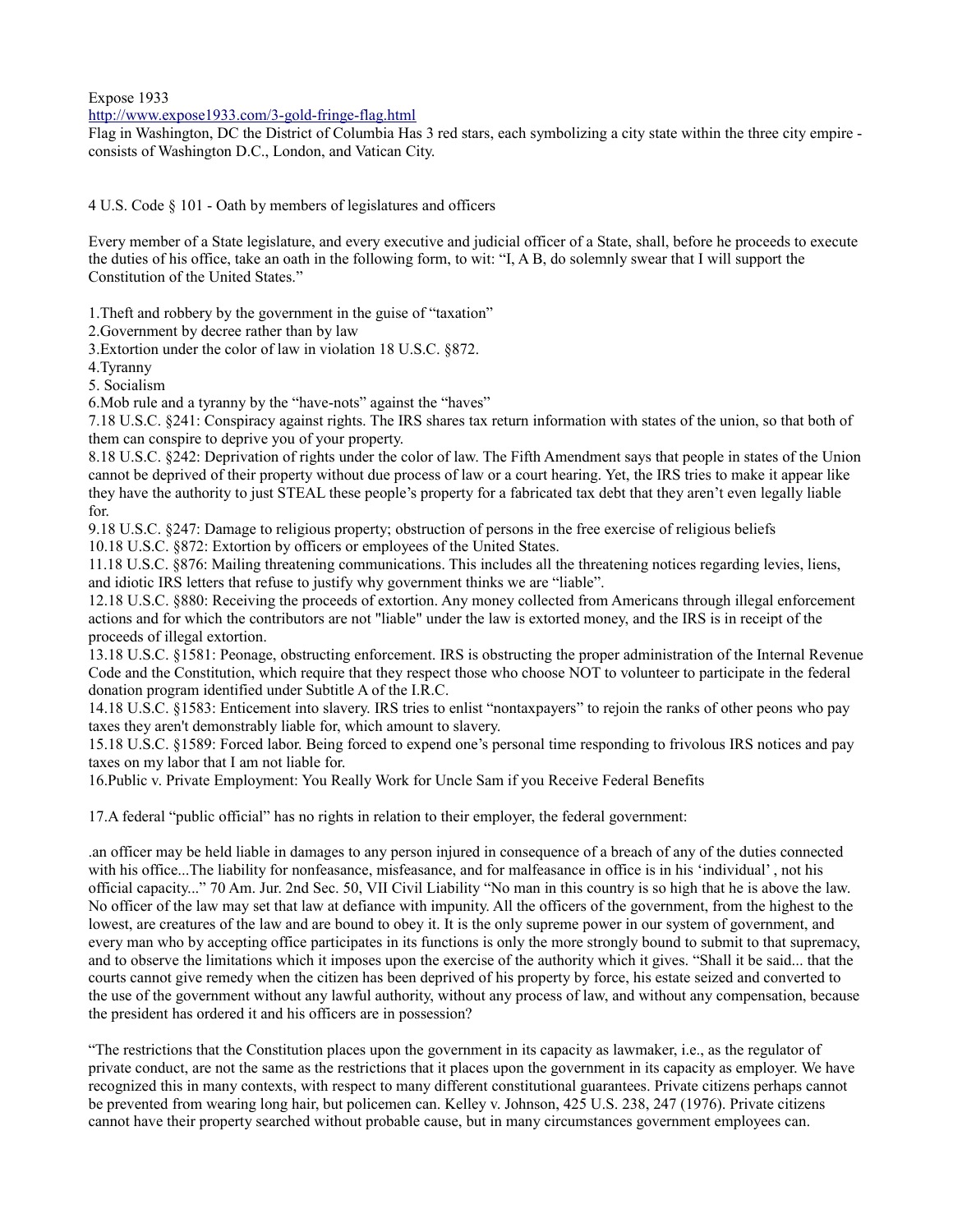Expose 1933

http://www.expose1933.com/3-gold-fringe-flag.html

Flag in Washington, DC the District of Columbia Has 3 red stars, each symbolizing a city state within the three city empire - consists of Washington D.C., London, and Vatican City.

4 U.S. Code § 101 - Oath by members of legislatures and officers

Every member of a State legislature, and every executive and judicial officer of a State, shall, before he proceeds to execute the duties of his office, take an oath in the following form, to wit: "I, A B, do solemnly swear that I will support the Constitution of the United States."

1.Theft and robbery by the government in the guise of "taxation"

2.Government by decree rather than by law

3.Extortion under the color of law in violation 18 U.S.C. §872.

4.Tyranny

5. Socialism

6.Mob rule and a tyranny by the "have-nots" against the "haves"

7.18 U.S.C. §241: Conspiracy against rights. The IRS shares tax return information with states of the union, so that both of them can conspire to deprive you of your property.

8.18 U.S.C. §242: Deprivation of rights under the color of law. The Fifth Amendment says that people in states of the Union cannot be deprived of their property without due process of law or a court hearing. Yet, the IRS tries to make it appear like they have the authority to just STEAL these people's property for a fabricated tax debt that they aren't even legally liable for.

9.18 U.S.C. §247: Damage to religious property; obstruction of persons in the free exercise of religious beliefs

10.18 U.S.C. §872: Extortion by officers or employees of the United States.

11.18 U.S.C. §876: Mailing threatening communications. This includes all the threatening notices regarding levies, liens, and idiotic IRS letters that refuse to justify why government thinks we are "liable".

12.18 U.S.C. §880: Receiving the proceeds of extortion. Any money collected from Americans through illegal enforcement actions and for which the contributors are not "liable" under the law is extorted money, and the IRS is in receipt of the proceeds of illegal extortion.

13.18 U.S.C. §1581: Peonage, obstructing enforcement. IRS is obstructing the proper administration of the Internal Revenue Code and the Constitution, which require that they respect those who choose NOT to volunteer to participate in the federal donation program identified under Subtitle A of the I.R.C.

14.18 U.S.C. §1583: Enticement into slavery. IRS tries to enlist "nontaxpayers" to rejoin the ranks of other peons who pay taxes they aren't demonstrably liable for, which amount to slavery.

15.18 U.S.C. §1589: Forced labor. Being forced to expend one's personal time responding to frivolous IRS notices and pay taxes on my labor that I am not liable for.

16.Public v. Private Employment: You Really Work for Uncle Sam if you Receive Federal Benefits

17.A federal "public official" has no rights in relation to their employer, the federal government:

.an officer may be held liable in damages to any person injured in consequence of a breach of any of the duties connected with his office...The liability for nonfeasance, misfeasance, and for malfeasance in office is in his 'individual' , not his official capacity..." 70 Am. Jur. 2nd Sec. 50, VII Civil Liability "No man in this country is so high that he is above the law. No officer of the law may set that law at defiance with impunity. All the officers of the government, from the highest to the lowest, are creatures of the law and are bound to obey it. It is the only supreme power in our system of government, and every man who by accepting office participates in its functions is only the more strongly bound to submit to that supremacy, and to observe the limitations which it imposes upon the exercise of the authority which it gives. "Shall it be said... that the courts cannot give remedy when the citizen has been deprived of his property by force, his estate seized and converted to the use of the government without any lawful authority, without any process of law, and without any compensation, because the president has ordered it and his officers are in possession?

"The restrictions that the Constitution places upon the government in its capacity as lawmaker, i.e., as the regulator of private conduct, are not the same as the restrictions that it places upon the government in its capacity as employer. We have recognized this in many contexts, with respect to many different constitutional guarantees. Private citizens perhaps cannot be prevented from wearing long hair, but policemen can. Kelley v. Johnson, 425 U.S. 238, 247 (1976). Private citizens cannot have their property searched without probable cause, but in many circumstances government employees can.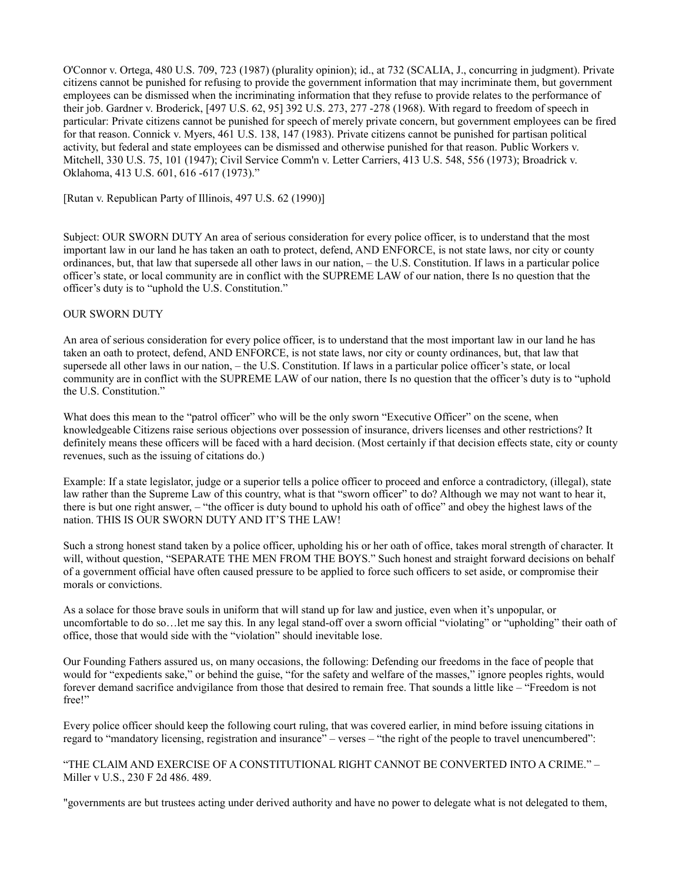O'Connor v. Ortega, 480 U.S. 709, 723 (1987) (plurality opinion); id., at 732 (SCALIA, J., concurring in judgment). Private citizens cannot be punished for refusing to provide the government information that may incriminate them, but government employees can be dismissed when the incriminating information that they refuse to provide relates to the performance of their job. Gardner v. Broderick, [497 U.S. 62, 95] 392 U.S. 273, 277 -278 (1968). With regard to freedom of speech in particular: Private citizens cannot be punished for speech of merely private concern, but government employees can be fired for that reason. Connick v. Myers, 461 U.S. 138, 147 (1983). Private citizens cannot be punished for partisan political activity, but federal and state employees can be dismissed and otherwise punished for that reason. Public Workers v. Mitchell, 330 U.S. 75, 101 (1947); Civil Service Comm'n v. Letter Carriers, 413 U.S. 548, 556 (1973); Broadrick v. Oklahoma, 413 U.S. 601, 616 -617 (1973)."

[Rutan v. Republican Party of Illinois, 497 U.S. 62 (1990)]

Subject: OUR SWORN DUTY An area of serious consideration for every police officer, is to understand that the most important law in our land he has taken an oath to protect, defend, AND ENFORCE, is not state laws, nor city or county ordinances, but, that law that supersede all other laws in our nation, – the U.S. Constitution. If laws in a particular police officer's state, or local community are in conflict with the SUPREME LAW of our nation, there Is no question that the officer's duty is to "uphold the U.S. Constitution."

OUR SWORN DUTY

An area of serious consideration for every police officer, is to understand that the most important law in our land he has taken an oath to protect, defend, AND ENFORCE, is not state laws, nor city or county ordinances, but, that law that supersede all other laws in our nation, – the U.S. Constitution. If laws in a particular police officer's state, or local community are in conflict with the SUPREME LAW of our nation, there Is no question that the officer's duty is to "uphold the U.S. Constitution."

What does this mean to the "patrol officer" who will be the only sworn "Executive Officer" on the scene, when knowledgeable Citizens raise serious objections over possession of insurance, drivers licenses and other restrictions? It definitely means these officers will be faced with a hard decision. (Most certainly if that decision effects state, city or county revenues, such as the issuing of citations do.)

Example: If a state legislator, judge or a superior tells a police officer to proceed and enforce a contradictory, (illegal), state law rather than the Supreme Law of this country, what is that "sworn officer" to do? Although we may not want to hear it, there is but one right answer, – "the officer is duty bound to uphold his oath of office" and obey the highest laws of the nation. THIS IS OUR SWORN DUTY AND IT'S THE LAW!

Such a strong honest stand taken by a police officer, upholding his or her oath of office, takes moral strength of character. It will, without question, "SEPARATE THE MEN FROM THE BOYS." Such honest and straight forward decisions on behalf of a government official have often caused pressure to be applied to force such officers to set aside, or compromise their morals or convictions.

As a solace for those brave souls in uniform that will stand up for law and justice, even when it's unpopular, or uncomfortable to do so…let me say this. In any legal stand-off over a sworn official "violating" or "upholding" their oath of office, those that would side with the "violation" should inevitable lose.

Our Founding Fathers assured us, on many occasions, the following: Defending our freedoms in the face of people that would for "expedients sake," or behind the guise, "for the safety and welfare of the masses," ignore peoples rights, would forever demand sacrifice andvigilance from those that desired to remain free. That sounds a little like – "Freedom is not free!"

Every police officer should keep the following court ruling, that was covered earlier, in mind before issuing citations in regard to "mandatory licensing, registration and insurance" – verses – "the right of the people to travel unencumbered":

"THE CLAIM AND EXERCISE OF A CONSTITUTIONAL RIGHT CANNOT BE CONVERTED INTO A CRIME." – Miller v U.S., 230 F 2d 486. 489.

"governments are but trustees acting under derived authority and have no power to delegate what is not delegated to them,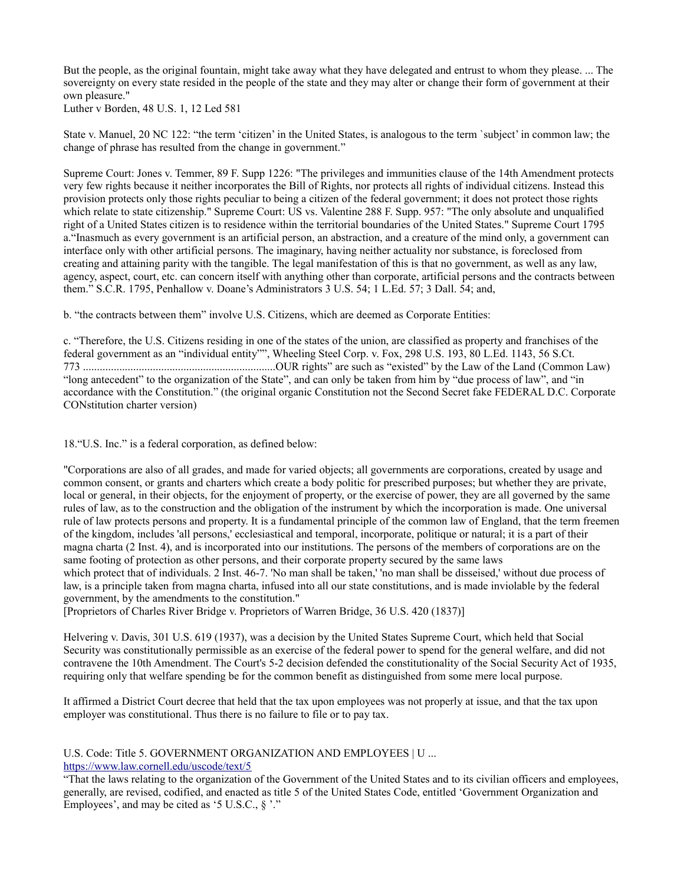But the people, as the original fountain, might take away what they have delegated and entrust to whom they please. ... The sovereignty on every state resided in the people of the state and they may alter or change their form of government at their own pleasure."
Luther v Borden, 48 U.S. 1, 12 Led 581

State v. Manuel, 20 NC 122: "the term 'citizen' in the United States, is analogous to the term `subject' in common law; the change of phrase has resulted from the change in government."

Supreme Court: Jones v. Temmer, 89 F. Supp 1226: "The privileges and immunities clause of the 14th Amendment protects very few rights because it neither incorporates the Bill of Rights, nor protects all rights of individual citizens. Instead this provision protects only those rights peculiar to being a citizen of the federal government; it does not protect those rights which relate to state citizenship." Supreme Court: US vs. Valentine 288 F. Supp. 957: "The only absolute and unqualified right of a United States citizen is to residence within the territorial boundaries of the United States." Supreme Court 1795 a."Inasmuch as every government is an artificial person, an abstraction, and a creature of the mind only, a government can interface only with other artificial persons. The imaginary, having neither actuality nor substance, is foreclosed from creating and attaining parity with the tangible. The legal manifestation of this is that no government, as well as any law, agency, aspect, court, etc. can concern itself with anything other than corporate, artificial persons and the contracts between them." S.C.R. 1795, Penhallow v. Doane's Administrators 3 U.S. 54; 1 L.Ed. 57; 3 Dall. 54; and,

b. "the contracts between them" involve U.S. Citizens, which are deemed as Corporate Entities:

c. "Therefore, the U.S. Citizens residing in one of the states of the union, are classified as property and franchises of the federal government as an "individual entity"", Wheeling Steel Corp. v. Fox, 298 U.S. 193, 80 L.Ed. 1143, 56 S.Ct. 773 ....................................................................OUR rights" are such as "existed" by the Law of the Land (Common Law) "long antecedent" to the organization of the State", and can only be taken from him by "due process of law", and "in accordance with the Constitution." (the original organic Constitution not the Second Secret fake FEDERAL D.C. Corporate CONstitution charter version)

18."U.S. Inc." is a federal corporation, as defined below:

"Corporations are also of all grades, and made for varied objects; all governments are corporations, created by usage and common consent, or grants and charters which create a body politic for prescribed purposes; but whether they are private, local or general, in their objects, for the enjoyment of property, or the exercise of power, they are all governed by the same rules of law, as to the construction and the obligation of the instrument by which the incorporation is made. One universal rule of law protects persons and property. It is a fundamental principle of the common law of England, that the term freemen of the kingdom, includes 'all persons,' ecclesiastical and temporal, incorporate, politique or natural; it is a part of their magna charta (2 Inst. 4), and is incorporated into our institutions. The persons of the members of corporations are on the same footing of protection as other persons, and their corporate property secured by the same laws which protect that of individuals. 2 Inst. 46-7. 'No man shall be taken,' 'no man shall be disseised,' without due process of law, is a principle taken from magna charta, infused into all our state constitutions, and is made inviolable by the federal government, by the amendments to the constitution."
[Proprietors of Charles River Bridge v. Proprietors of Warren Bridge, 36 U.S. 420 (1837)]

Helvering v. Davis, 301 U.S. 619 (1937), was a decision by the United States Supreme Court, which held that Social Security was constitutionally permissible as an exercise of the federal power to spend for the general welfare, and did not contravene the 10th Amendment. The Court's 5-2 decision defended the constitutionality of the Social Security Act of 1935, requiring only that welfare spending be for the common benefit as distinguished from some mere local purpose.

It affirmed a District Court decree that held that the tax upon employees was not properly at issue, and that the tax upon employer was constitutional. Thus there is no failure to file or to pay tax.

U.S. Code: Title 5. GOVERNMENT ORGANIZATION AND EMPLOYEES | U ...
https://www.law.cornell.edu/uscode/text/5
"That the laws relating to the organization of the Government of the United States and to its civilian officers and employees, generally, are revised, codified, and enacted as title 5 of the United States Code, entitled 'Government Organization and Employees', and may be cited as '5 U.S.C., § '."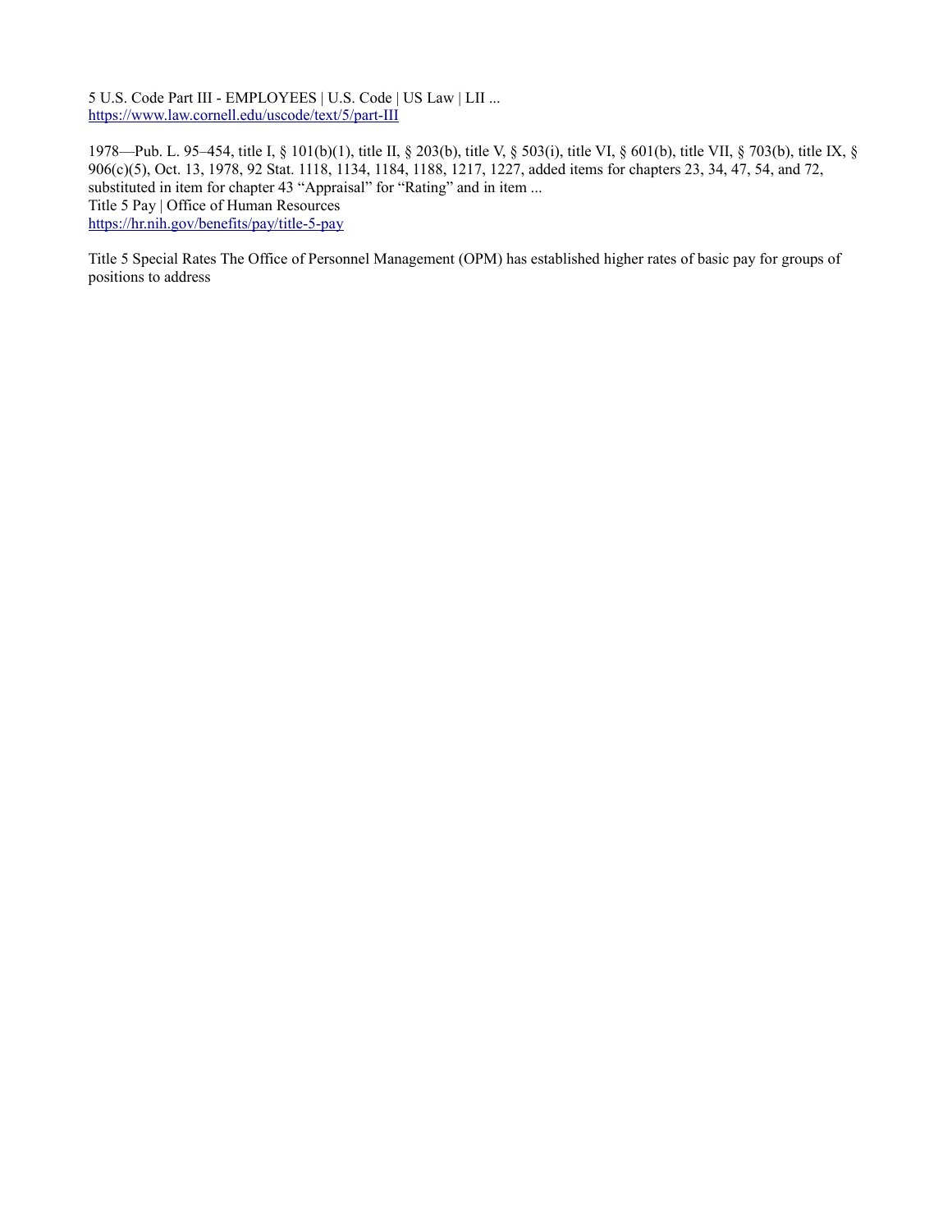5 U.S. Code Part III - EMPLOYEES | U.S. Code | US Law | LII ...
https://www.law.cornell.edu/uscode/text/5/part-III

1978—Pub. L. 95–454, title I, § 101(b)(1), title II, § 203(b), title V, § 503(i), title VI, § 601(b), title VII, § 703(b), title IX, § 906(c)(5), Oct. 13, 1978, 92 Stat. 1118, 1134, 1184, 1188, 1217, 1227, added items for chapters 23, 34, 47, 54, and 72, substituted in item for chapter 43 "Appraisal" for "Rating" and in item ...
Title 5 Pay | Office of Human Resources
https://hr.nih.gov/benefits/pay/title-5-pay

Title 5 Special Rates The Office of Personnel Management (OPM) has established higher rates of basic pay for groups of positions to address